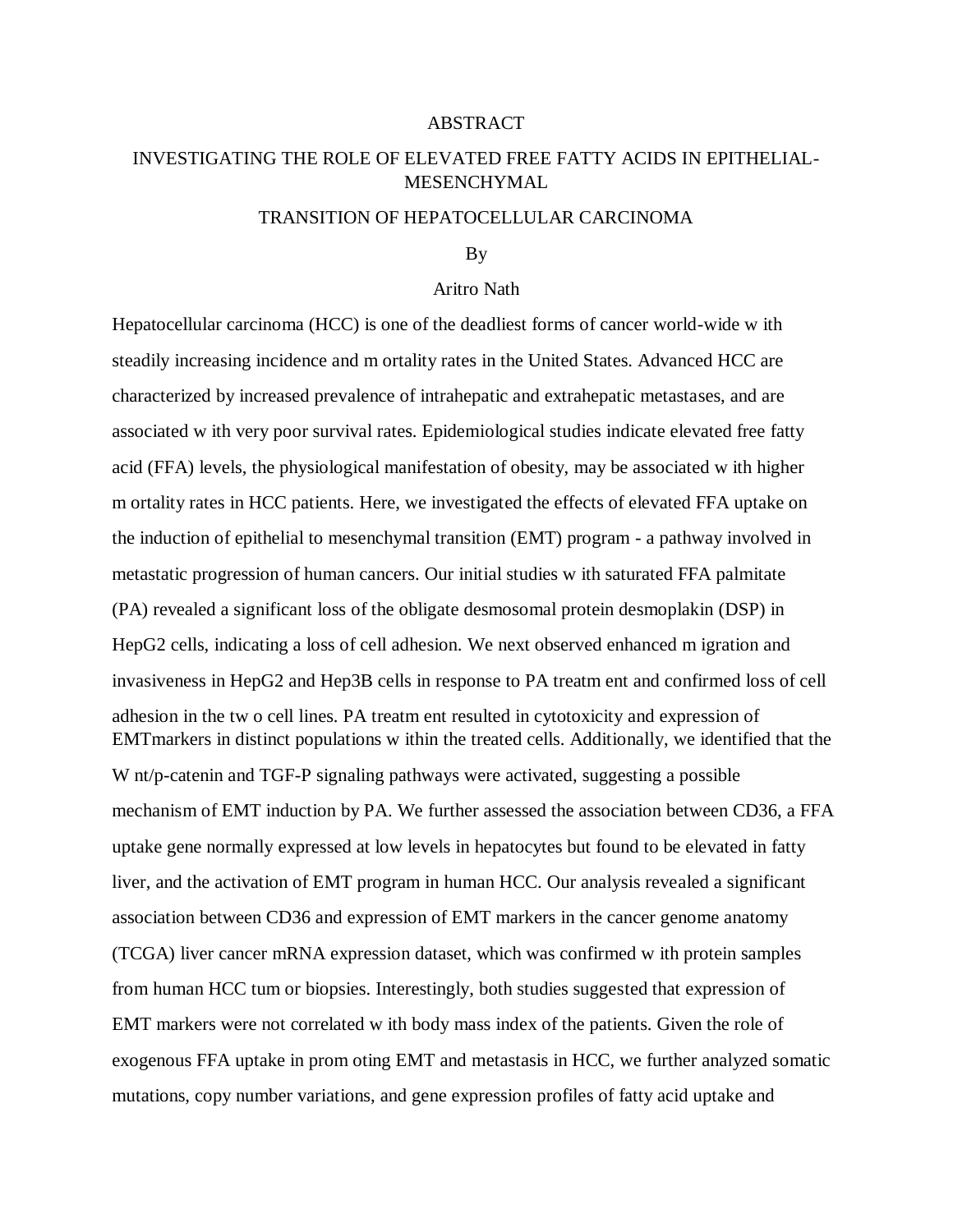# ABSTRACT

## INVESTIGATING THE ROLE OF ELEVATED FREE FATTY ACIDS IN EPITHELIAL-MESENCHYMAL TRANSITION OF HEPATOCELLULAR CARCINOMA

By

Aritro Nath

Hepatocellular carcinoma (HCC) is one of the deadliest forms of cancer world-wide with steadily increasing incidence and mortality rates in the United States. Advanced HCC are characterized by increased prevalence of intrahepatic and extrahepatic metastases, and are associated with very poor survival rates. Epidemiological studies indicate elevated free fatty acid (FFA) levels, the physiological manifestation of obesity, may be associated with higher mortality rates in HCC patients. Here, we investigated the effects of elevated FFA uptake on the induction of epithelial to mesenchymal transition (EMT) program - a pathway involved in metastatic progression of human cancers. Our initial studies with saturated FFA palmitate (PA) revealed a significant loss of the obligate desmosomal protein desmoplakin (DSP) in HepG2 cells, indicating a loss of cell adhesion. We next observed enhanced migration and invasiveness in HepG2 and Hep3B cells in response to PA treatment and confirmed loss of cell adhesion in the two cell lines. PA treatment resulted in cytotoxicity and expression of EMTmarkers in distinct populations within the treated cells. Additionally, we identified that the Wnt/p-catenin and TGF-P signaling pathways were activated, suggesting a possible mechanism of EMT induction by PA. We further assessed the association between CD36, a FFA uptake gene normally expressed at low levels in hepatocytes but found to be elevated in fatty liver, and the activation of EMT program in human HCC. Our analysis revealed a significant association between CD36 and expression of EMT markers in the cancer genome anatomy (TCGA) liver cancer mRNA expression dataset, which was confirmed with protein samples from human HCC tumor biopsies. Interestingly, both studies suggested that expression of EMT markers were not correlated with body mass index of the patients. Given the role of exogenous FFA uptake in promoting EMT and metastasis in HCC, we further analyzed somatic mutations, copy number variations, and gene expression profiles of fatty acid uptake and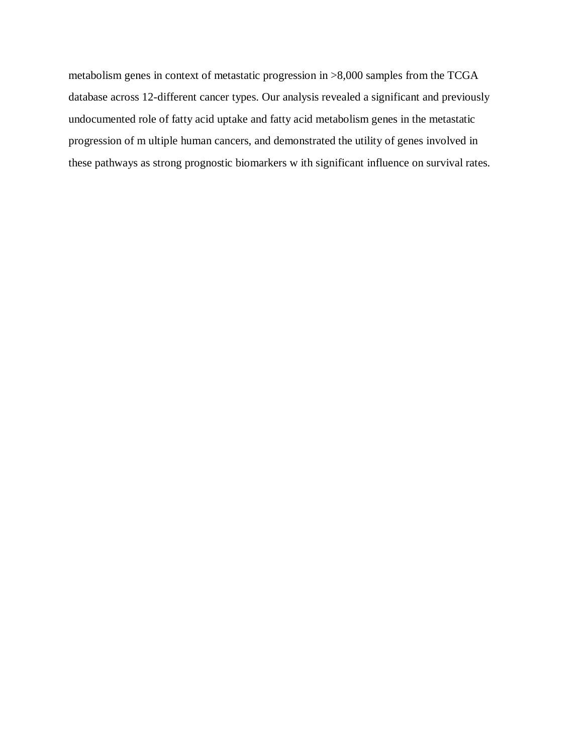metabolism genes in context of metastatic progression in >8,000 samples from the TCGA database across 12-different cancer types. Our analysis revealed a significant and previously undocumented role of fatty acid uptake and fatty acid metabolism genes in the metastatic progression of m ultiple human cancers, and demonstrated the utility of genes involved in these pathways as strong prognostic biomarkers w ith significant influence on survival rates.